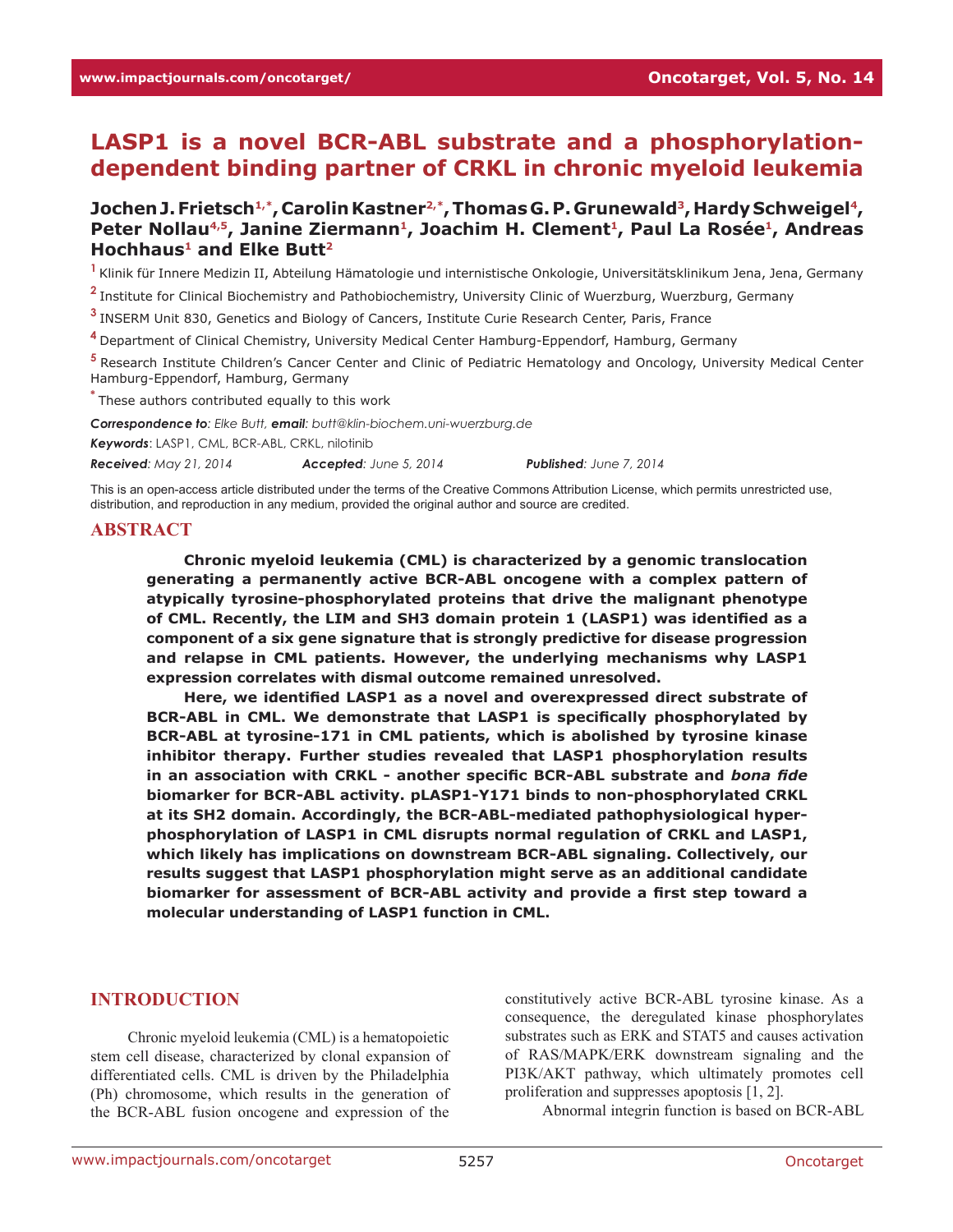# LASP1 is a novel BCR-ABL substrate and a phosphorylation-dependent binding partner of CRKL in chronic myeloid leukemia

**Jochen J. Frietsch[1,*], Carolin Kastner[2,*], Thomas G. P. Grunewald[3], Hardy Schweigel[4], Peter Nollau[4,5], Janine Ziermann[1], Joachim H. Clement[1], Paul La Rosée[1], Andreas Hochhaus[1] and Elke Butt[2]**

[1] Klinik für Innere Medizin II, Abteilung Hämatologie und internistische Onkologie, Universitätsklinikum Jena, Jena, Germany

[2] Institute for Clinical Biochemistry and Pathobiochemistry, University Clinic of Wuerzburg, Wuerzburg, Germany

[3] INSERM Unit 830, Genetics and Biology of Cancers, Institute Curie Research Center, Paris, France

[4] Department of Clinical Chemistry, University Medical Center Hamburg-Eppendorf, Hamburg, Germany

[5] Research Institute Children's Cancer Center and Clinic of Pediatric Hematology and Oncology, University Medical Center Hamburg-Eppendorf, Hamburg, Germany

[*] These authors contributed equally to this work

***Correspondence to**: Elke Butt, **email**: butt@klin-biochem.uni-wuerzburg.de*

***Keywords**: LASP1, CML, BCR-ABL, CRKL, nilotinib*

***Received**: May 21, 2014* ***Accepted**: June 5, 2014* ***Published**: June 7, 2014*

This is an open-access article distributed under the terms of the Creative Commons Attribution License, which permits unrestricted use, distribution, and reproduction in any medium, provided the original author and source are credited.

## ABSTRACT

**Chronic myeloid leukemia (CML) is characterized by a genomic translocation generating a permanently active BCR-ABL oncogene with a complex pattern of atypically tyrosine-phosphorylated proteins that drive the malignant phenotype of CML. Recently, the LIM and SH3 domain protein 1 (LASP1) was identified as a component of a six gene signature that is strongly predictive for disease progression and relapse in CML patients. However, the underlying mechanisms why LASP1 expression correlates with dismal outcome remained unresolved.**

**Here, we identified LASP1 as a novel and overexpressed direct substrate of BCR-ABL in CML. We demonstrate that LASP1 is specifically phosphorylated by BCR-ABL at tyrosine-171 in CML patients, which is abolished by tyrosine kinase inhibitor therapy. Further studies revealed that LASP1 phosphorylation results in an association with CRKL - another specific BCR-ABL substrate and *bona fide* biomarker for BCR-ABL activity. pLASP1-Y171 binds to non-phosphorylated CRKL at its SH2 domain. Accordingly, the BCR-ABL-mediated pathophysiological hyper-phosphorylation of LASP1 in CML disrupts normal regulation of CRKL and LASP1, which likely has implications on downstream BCR-ABL signaling. Collectively, our results suggest that LASP1 phosphorylation might serve as an additional candidate biomarker for assessment of BCR-ABL activity and provide a first step toward a molecular understanding of LASP1 function in CML.**

## INTRODUCTION

Chronic myeloid leukemia (CML) is a hematopoietic stem cell disease, characterized by clonal expansion of differentiated cells. CML is driven by the Philadelphia (Ph) chromosome, which results in the generation of the BCR-ABL fusion oncogene and expression of the constitutively active BCR-ABL tyrosine kinase. As a consequence, the deregulated kinase phosphorylates substrates such as ERK and STAT5 and causes activation of RAS/MAPK/ERK downstream signaling and the PI3K/AKT pathway, which ultimately promotes cell proliferation and suppresses apoptosis [1, 2].

Abnormal integrin function is based on BCR-ABL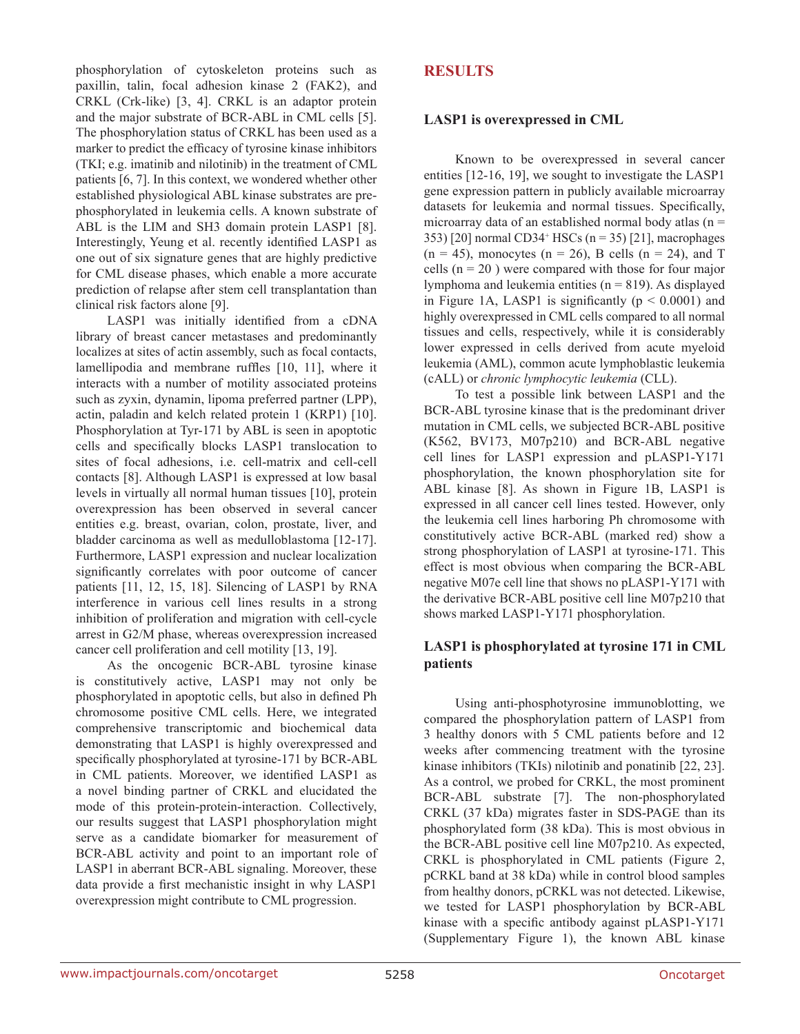phosphorylation of cytoskeleton proteins such as paxillin, talin, focal adhesion kinase 2 (FAK2), and CRKL (Crk-like) [3, 4]. CRKL is an adaptor protein and the major substrate of BCR-ABL in CML cells [5]. The phosphorylation status of CRKL has been used as a marker to predict the efficacy of tyrosine kinase inhibitors (TKI; e.g. imatinib and nilotinib) in the treatment of CML patients [6, 7]. In this context, we wondered whether other established physiological ABL kinase substrates are pre-phosphorylated in leukemia cells. A known substrate of ABL is the LIM and SH3 domain protein LASP1 [8]. Interestingly, Yeung et al. recently identified LASP1 as one out of six signature genes that are highly predictive for CML disease phases, which enable a more accurate prediction of relapse after stem cell transplantation than clinical risk factors alone [9].

LASP1 was initially identified from a cDNA library of breast cancer metastases and predominantly localizes at sites of actin assembly, such as focal contacts, lamellipodia and membrane ruffles [10, 11], where it interacts with a number of motility associated proteins such as zyxin, dynamin, lipoma preferred partner (LPP), actin, paladin and kelch related protein 1 (KRP1) [10]. Phosphorylation at Tyr-171 by ABL is seen in apoptotic cells and specifically blocks LASP1 translocation to sites of focal adhesions, i.e. cell-matrix and cell-cell contacts [8]. Although LASP1 is expressed at low basal levels in virtually all normal human tissues [10], protein overexpression has been observed in several cancer entities e.g. breast, ovarian, colon, prostate, liver, and bladder carcinoma as well as medulloblastoma [12-17]. Furthermore, LASP1 expression and nuclear localization significantly correlates with poor outcome of cancer patients [11, 12, 15, 18]. Silencing of LASP1 by RNA interference in various cell lines results in a strong inhibition of proliferation and migration with cell-cycle arrest in G2/M phase, whereas overexpression increased cancer cell proliferation and cell motility [13, 19].

As the oncogenic BCR-ABL tyrosine kinase is constitutively active, LASP1 may not only be phosphorylated in apoptotic cells, but also in defined Ph chromosome positive CML cells. Here, we integrated comprehensive transcriptomic and biochemical data demonstrating that LASP1 is highly overexpressed and specifically phosphorylated at tyrosine-171 by BCR-ABL in CML patients. Moreover, we identified LASP1 as a novel binding partner of CRKL and elucidated the mode of this protein-protein-interaction. Collectively, our results suggest that LASP1 phosphorylation might serve as a candidate biomarker for measurement of BCR-ABL activity and point to an important role of LASP1 in aberrant BCR-ABL signaling. Moreover, these data provide a first mechanistic insight in why LASP1 overexpression might contribute to CML progression.

## RESULTS

### LASP1 is overexpressed in CML

Known to be overexpressed in several cancer entities [12-16, 19], we sought to investigate the LASP1 gene expression pattern in publicly available microarray datasets for leukemia and normal tissues. Specifically, microarray data of an established normal body atlas (n = 353) [20] normal CD34$^{+}$ HSCs (n = 35) [21], macrophages (n = 45), monocytes (n = 26), B cells (n = 24), and T cells (n = 20 ) were compared with those for four major lymphoma and leukemia entities (n = 819). As displayed in Figure 1A, LASP1 is significantly ($p < 0.0001$) and highly overexpressed in CML cells compared to all normal tissues and cells, respectively, while it is considerably lower expressed in cells derived from acute myeloid leukemia (AML), common acute lymphoblastic leukemia (cALL) or *chronic lymphocytic leukemia* (CLL).

To test a possible link between LASP1 and the BCR-ABL tyrosine kinase that is the predominant driver mutation in CML cells, we subjected BCR-ABL positive (K562, BV173, M07p210) and BCR-ABL negative cell lines for LASP1 expression and pLASP1-Y171 phosphorylation, the known phosphorylation site for ABL kinase [8]. As shown in Figure 1B, LASP1 is expressed in all cancer cell lines tested. However, only the leukemia cell lines harboring Ph chromosome with constitutively active BCR-ABL (marked red) show a strong phosphorylation of LASP1 at tyrosine-171. This effect is most obvious when comparing the BCR-ABL negative M07e cell line that shows no pLASP1-Y171 with the derivative BCR-ABL positive cell line M07p210 that shows marked LASP1-Y171 phosphorylation.

### LASP1 is phosphorylated at tyrosine 171 in CML patients

Using anti-phosphotyrosine immunoblotting, we compared the phosphorylation pattern of LASP1 from 3 healthy donors with 5 CML patients before and 12 weeks after commencing treatment with the tyrosine kinase inhibitors (TKIs) nilotinib and ponatinib [22, 23]. As a control, we probed for CRKL, the most prominent BCR-ABL substrate [7]. The non-phosphorylated CRKL (37 kDa) migrates faster in SDS-PAGE than its phosphorylated form (38 kDa). This is most obvious in the BCR-ABL positive cell line M07p210. As expected, CRKL is phosphorylated in CML patients (Figure 2, pCRKL band at 38 kDa) while in control blood samples from healthy donors, pCRKL was not detected. Likewise, we tested for LASP1 phosphorylation by BCR-ABL kinase with a specific antibody against pLASP1-Y171 (Supplementary Figure 1), the known ABL kinase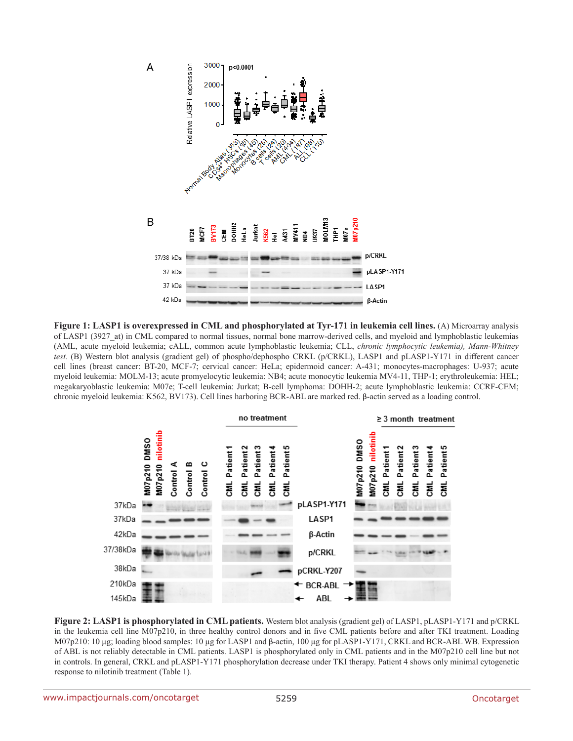**Figure 1: LASP1 is overexpressed in CML and phosphorylated at Tyr-171 in leukemia cell lines.** (A) Microarray analysis of LASP1 (3927_at) in CML compared to normal tissues, normal bone marrow-derived cells, and myeloid and lymphoblastic leukemias (AML, acute myeloid leukemia; cALL, common acute lymphoblastic leukemia; CLL, *chronic lymphocytic leukemia), Mann-Whitney test.* (B) Western blot analysis (gradient gel) of phospho/dephospho CRKL (p/CRKL), LASP1 and pLASP1-Y171 in different cancer cell lines (breast cancer: BT-20, MCF-7; cervical cancer: HeLa; epidermoid cancer: A-431; monocytes-macrophages: U-937; acute myeloid leukemia: MOLM-13; acute promyelocytic leukemia: NB4; acute monocytic leukemia MV4-11, THP-1; erythroleukemia: HEL; megakaryoblastic leukemia: M07e; T-cell leukemia: Jurkat; B-cell lymphoma: DOHH-2; acute lymphoblastic leukemia: CCRF-CEM; chronic myeloid leukemia: K562, BV173). Cell lines harboring BCR-ABL are marked red. β-actin served as a loading control.

**Figure 2: LASP1 is phosphorylated in CML patients.** Western blot analysis (gradient gel) of LASP1, pLASP1-Y171 and p/CRKL in the leukemia cell line M07p210, in three healthy control donors and in five CML patients before and after TKI treatment. Loading M07p210: 10 µg; loading blood samples: 10 µg for LASP1 and β-actin, 100 µg for pLASP1-Y171, CRKL and BCR-ABL WB. Expression of ABL is not reliably detectable in CML patients. LASP1 is phosphorylated only in CML patients and in the M07p210 cell line but not in controls. In general, CRKL and pLASP1-Y171 phosphorylation decrease under TKI therapy. Patient 4 shows only minimal cytogenetic response to nilotinib treatment (Table 1).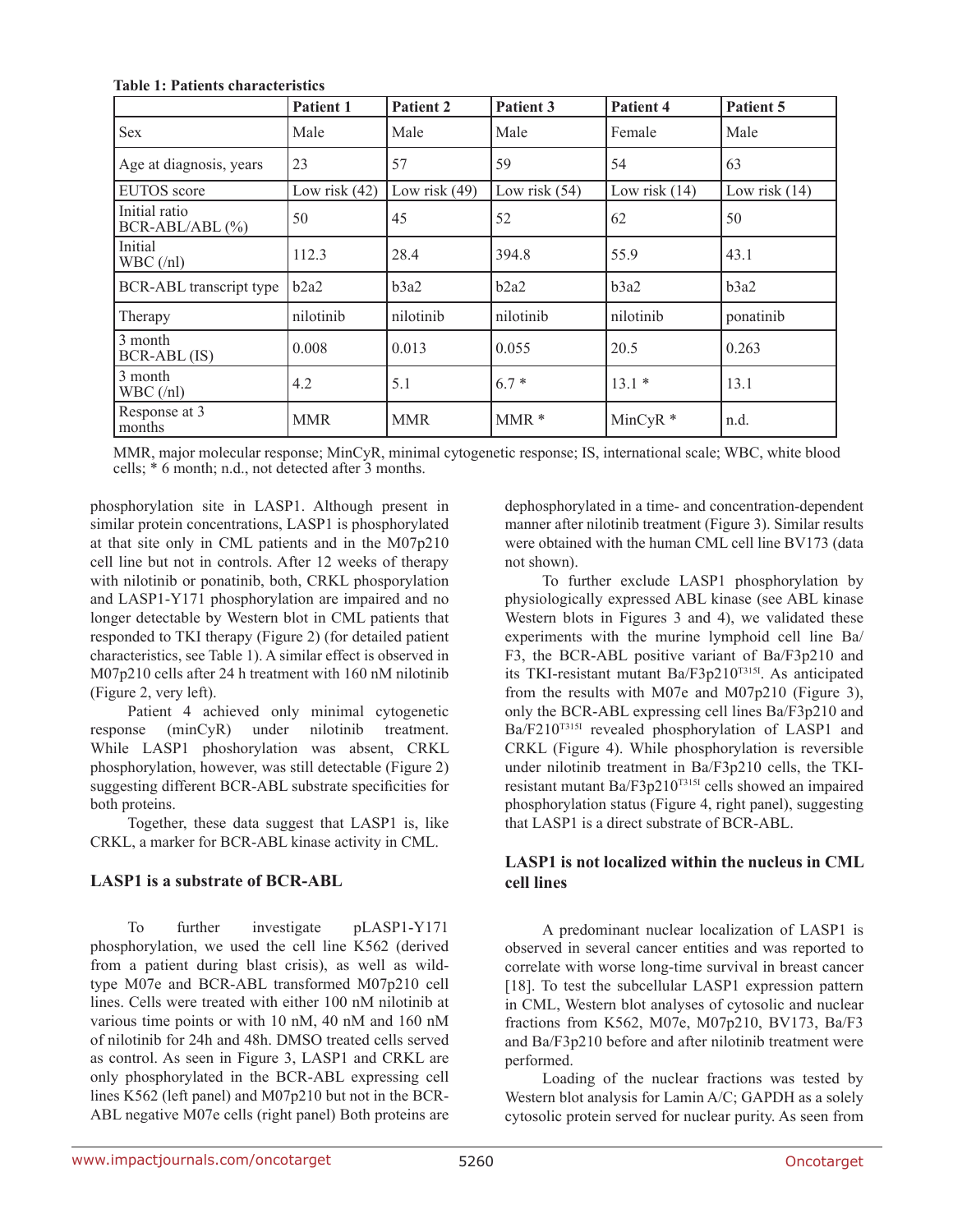**Table 1: Patients characteristics**

| | Patient 1 | Patient 2 | Patient 3 | Patient 4 | Patient 5 |
|---|---|---|---|---|---|
| Sex | Male | Male | Male | Female | Male |
| Age at diagnosis, years | 23 | 57 | 59 | 54 | 63 |
| EUTOS score | Low risk (42) | Low risk (49) | Low risk (54) | Low risk (14) | Low risk (14) |
| Initial ratio BCR-ABL/ABL (%) | 50 | 45 | 52 | 62 | 50 |
| Initial WBC (/nl) | 112.3 | 28.4 | 394.8 | 55.9 | 43.1 |
| BCR-ABL transcript type | b2a2 | b3a2 | b2a2 | b3a2 | b3a2 |
| Therapy | nilotinib | nilotinib | nilotinib | nilotinib | ponatinib |
| 3 month BCR-ABL (IS) | 0.008 | 0.013 | 0.055 | 20.5 | 0.263 |
| 3 month WBC (/nl) | 4.2 | 5.1 | 6.7 * | 13.1 * | 13.1 |
| Response at 3 months | MMR | MMR | MMR * | MinCyR * | n.d. |

MMR, major molecular response; MinCyR, minimal cytogenetic response; IS, international scale; WBC, white blood cells; * 6 month; n.d., not detected after 3 months.

phosphorylation site in LASP1. Although present in similar protein concentrations, LASP1 is phosphorylated at that site only in CML patients and in the M07p210 cell line but not in controls. After 12 weeks of therapy with nilotinib or ponatinib, both, CRKL phosporylation and LASP1-Y171 phosphorylation are impaired and no longer detectable by Western blot in CML patients that responded to TKI therapy (Figure 2) (for detailed patient characteristics, see Table 1). A similar effect is observed in M07p210 cells after 24 h treatment with 160 nM nilotinib (Figure 2, very left).

Patient 4 achieved only minimal cytogenetic response (minCyR) under nilotinib treatment. While LASP1 phoshorylation was absent, CRKL phosphorylation, however, was still detectable (Figure 2) suggesting different BCR-ABL substrate specificities for both proteins.

Together, these data suggest that LASP1 is, like CRKL, a marker for BCR-ABL kinase activity in CML.

## LASP1 is a substrate of BCR-ABL

To further investigate pLASP1-Y171 phosphorylation, we used the cell line K562 (derived from a patient during blast crisis), as well as wild-type M07e and BCR-ABL transformed M07p210 cell lines. Cells were treated with either 100 nM nilotinib at various time points or with 10 nM, 40 nM and 160 nM of nilotinib for 24h and 48h. DMSO treated cells served as control. As seen in Figure 3, LASP1 and CRKL are only phosphorylated in the BCR-ABL expressing cell lines K562 (left panel) and M07p210 but not in the BCR-ABL negative M07e cells (right panel) Both proteins are dephosphorylated in a time- and concentration-dependent manner after nilotinib treatment (Figure 3). Similar results were obtained with the human CML cell line BV173 (data not shown).

To further exclude LASP1 phosphorylation by physiologically expressed ABL kinase (see ABL kinase Western blots in Figures 3 and 4), we validated these experiments with the murine lymphoid cell line Ba/F3, the BCR-ABL positive variant of Ba/F3p210 and its TKI-resistant mutant Ba/F3p210$^{T315I}$. As anticipated from the results with M07e and M07p210 (Figure 3), only the BCR-ABL expressing cell lines Ba/F3p210 and Ba/F210$^{T315I}$ revealed phosphorylation of LASP1 and CRKL (Figure 4). While phosphorylation is reversible under nilotinib treatment in Ba/F3p210 cells, the TKI-resistant mutant Ba/F3p210$^{T315I}$ cells showed an impaired phosphorylation status (Figure 4, right panel), suggesting that LASP1 is a direct substrate of BCR-ABL.

## LASP1 is not localized within the nucleus in CML cell lines

A predominant nuclear localization of LASP1 is observed in several cancer entities and was reported to correlate with worse long-time survival in breast cancer [18]. To test the subcellular LASP1 expression pattern in CML, Western blot analyses of cytosolic and nuclear fractions from K562, M07e, M07p210, BV173, Ba/F3 and Ba/F3p210 before and after nilotinib treatment were performed.

Loading of the nuclear fractions was tested by Western blot analysis for Lamin A/C; GAPDH as a solely cytosolic protein served for nuclear purity. As seen from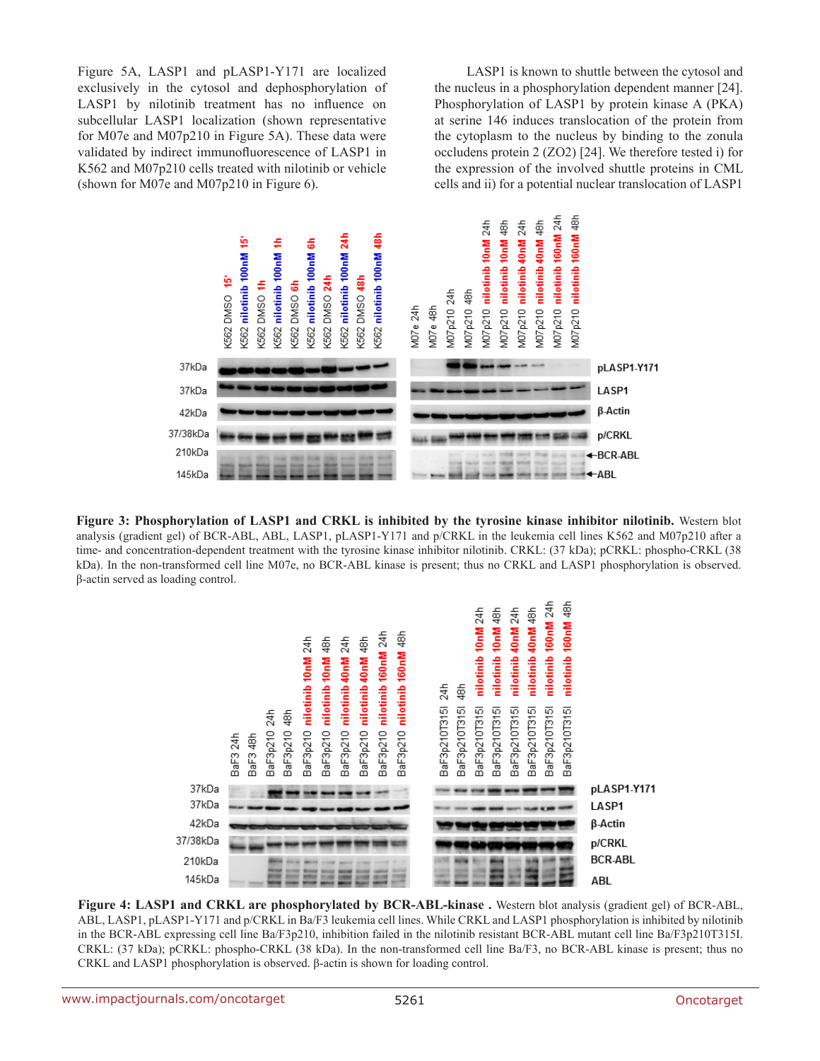Figure 5A, LASP1 and pLASP1-Y171 are localized exclusively in the cytosol and dephosphorylation of LASP1 by nilotinib treatment has no influence on subcellular LASP1 localization (shown representative for M07e and M07p210 in Figure 5A). These data were validated by indirect immunofluorescence of LASP1 in K562 and M07p210 cells treated with nilotinib or vehicle (shown for M07e and M07p210 in Figure 6).

LASP1 is known to shuttle between the cytosol and the nucleus in a phosphorylation dependent manner [24]. Phosphorylation of LASP1 by protein kinase A (PKA) at serine 146 induces translocation of the protein from the cytoplasm to the nucleus by binding to the zonula occludens protein 2 (ZO2) [24]. We therefore tested i) for the expression of the involved shuttle proteins in CML cells and ii) for a potential nuclear translocation of LASP1

**Figure 3: Phosphorylation of LASP1 and CRKL is inhibited by the tyrosine kinase inhibitor nilotinib.** Western blot analysis (gradient gel) of BCR-ABL, ABL, LASP1, pLASP1-Y171 and p/CRKL in the leukemia cell lines K562 and M07p210 after a time- and concentration-dependent treatment with the tyrosine kinase inhibitor nilotinib. CRKL: (37 kDa); pCRKL: phospho-CRKL (38 kDa). In the non-transformed cell line M07e, no BCR-ABL kinase is present; thus no CRKL and LASP1 phosphorylation is observed. β-actin served as loading control.

**Figure 4: LASP1 and CRKL are phosphorylated by BCR-ABL-kinase .** Western blot analysis (gradient gel) of BCR-ABL, ABL, LASP1, pLASP1-Y171 and p/CRKL in Ba/F3 leukemia cell lines. While CRKL and LASP1 phosphorylation is inhibited by nilotinib in the BCR-ABL expressing cell line Ba/F3p210, inhibition failed in the nilotinib resistant BCR-ABL mutant cell line Ba/F3p210T315I. CRKL: (37 kDa); pCRKL: phospho-CRKL (38 kDa). In the non-transformed cell line Ba/F3, no BCR-ABL kinase is present; thus no CRKL and LASP1 phosphorylation is observed. β-actin is shown for loading control.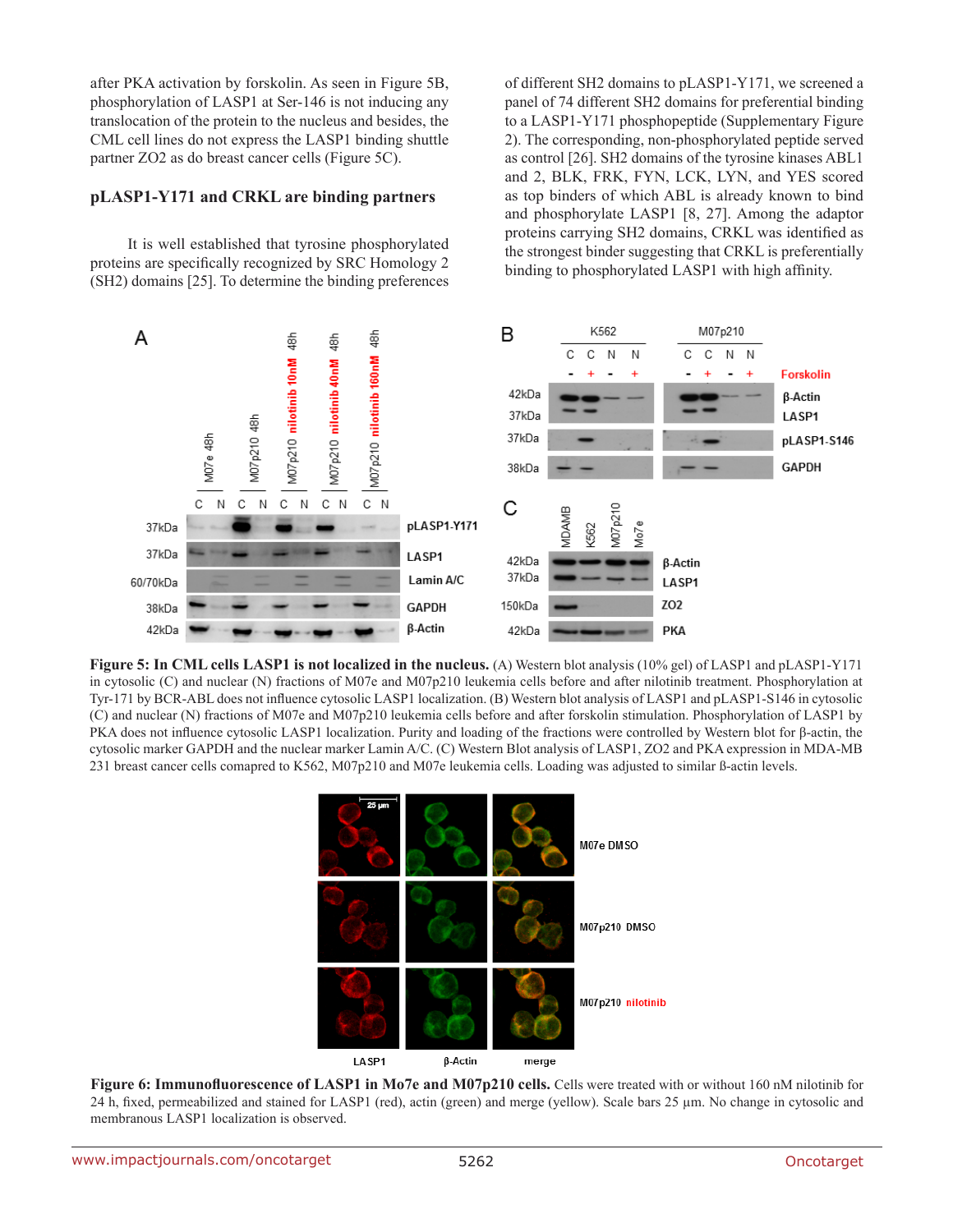after PKA activation by forskolin. As seen in Figure 5B, phosphorylation of LASP1 at Ser-146 is not inducing any translocation of the protein to the nucleus and besides, the CML cell lines do not express the LASP1 binding shuttle partner ZO2 as do breast cancer cells (Figure 5C).

### pLASP1-Y171 and CRKL are binding partners

It is well established that tyrosine phosphorylated proteins are specifically recognized by SRC Homology 2 (SH2) domains [25]. To determine the binding preferences of different SH2 domains to pLASP1-Y171, we screened a panel of 74 different SH2 domains for preferential binding to a LASP1-Y171 phosphopeptide (Supplementary Figure 2). The corresponding, non-phosphorylated peptide served as control [26]. SH2 domains of the tyrosine kinases ABL1 and 2, BLK, FRK, FYN, LCK, LYN, and YES scored as top binders of which ABL is already known to bind and phosphorylate LASP1 [8, 27]. Among the adaptor proteins carrying SH2 domains, CRKL was identified as the strongest binder suggesting that CRKL is preferentially binding to phosphorylated LASP1 with high affinity.

**Figure 5: In CML cells LASP1 is not localized in the nucleus.** (A) Western blot analysis (10% gel) of LASP1 and pLASP1-Y171 in cytosolic (C) and nuclear (N) fractions of M07e and M07p210 leukemia cells before and after nilotinib treatment. Phosphorylation at Tyr-171 by BCR-ABL does not influence cytosolic LASP1 localization. (B) Western blot analysis of LASP1 and pLASP1-S146 in cytosolic (C) and nuclear (N) fractions of M07e and M07p210 leukemia cells before and after forskolin stimulation. Phosphorylation of LASP1 by PKA does not influence cytosolic LASP1 localization. Purity and loading of the fractions were controlled by Western blot for β-actin, the cytosolic marker GAPDH and the nuclear marker Lamin A/C. (C) Western Blot analysis of LASP1, ZO2 and PKA expression in MDA-MB 231 breast cancer cells comapred to K562, M07p210 and M07e leukemia cells. Loading was adjusted to similar ß-actin levels.

**Figure 6: Immunofluorescence of LASP1 in Mo7e and M07p210 cells.** Cells were treated with or without 160 nM nilotinib for 24 h, fixed, permeabilized and stained for LASP1 (red), actin (green) and merge (yellow). Scale bars 25 µm. No change in cytosolic and membranous LASP1 localization is observed.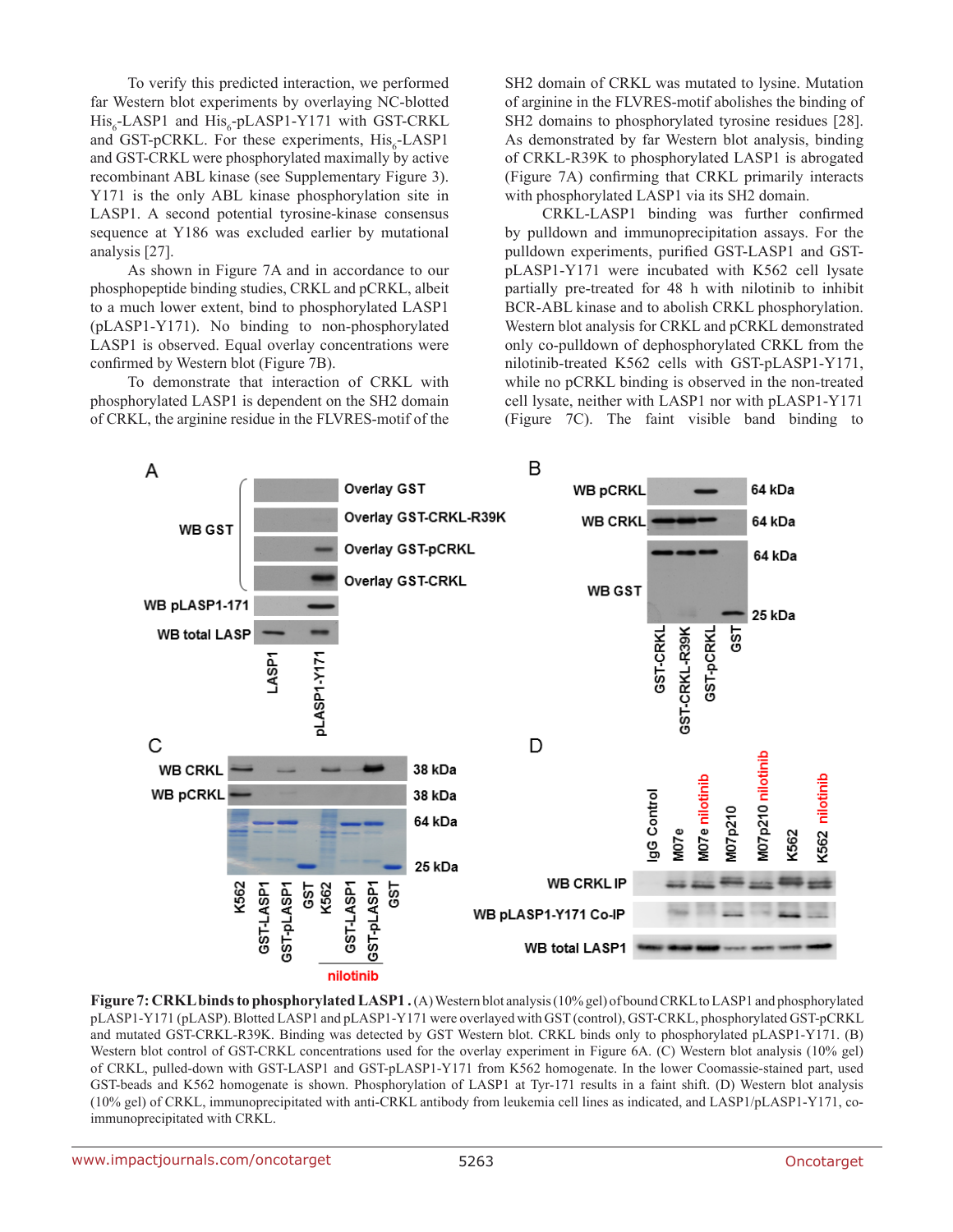To verify this predicted interaction, we performed far Western blot experiments by overlaying NC-blotted $His_6$-LASP1 and $His_6$-pLASP1-Y171 with GST-CRKL and GST-pCRKL. For these experiments, $His_6$-LASP1 and GST-CRKL were phosphorylated maximally by active recombinant ABL kinase (see Supplementary Figure 3). Y171 is the only ABL kinase phosphorylation site in LASP1. A second potential tyrosine-kinase consensus sequence at Y186 was excluded earlier by mutational analysis [27].

As shown in Figure 7A and in accordance to our phosphopeptide binding studies, CRKL and pCRKL, albeit to a much lower extent, bind to phosphorylated LASP1 (pLASP1-Y171). No binding to non-phosphorylated LASP1 is observed. Equal overlay concentrations were confirmed by Western blot (Figure 7B).

To demonstrate that interaction of CRKL with phosphorylated LASP1 is dependent on the SH2 domain of CRKL, the arginine residue in the FLVRES-motif of the SH2 domain of CRKL was mutated to lysine. Mutation of arginine in the FLVRES-motif abolishes the binding of SH2 domains to phosphorylated tyrosine residues [28]. As demonstrated by far Western blot analysis, binding of CRKL-R39K to phosphorylated LASP1 is abrogated (Figure 7A) confirming that CRKL primarily interacts with phosphorylated LASP1 via its SH2 domain.

CRKL-LASP1 binding was further confirmed by pulldown and immunoprecipitation assays. For the pulldown experiments, purified GST-LASP1 and GST-pLASP1-Y171 were incubated with K562 cell lysate partially pre-treated for 48 h with nilotinib to inhibit BCR-ABL kinase and to abolish CRKL phosphorylation. Western blot analysis for CRKL and pCRKL demonstrated only co-pulldown of dephosphorylated CRKL from the nilotinib-treated K562 cells with GST-pLASP1-Y171, while no pCRKL binding is observed in the non-treated cell lysate, neither with LASP1 nor with pLASP1-Y171 (Figure 7C). The faint visible band binding to

**Figure 7: CRKL binds to phosphorylated LASP1 .** (A) Western blot analysis (10% gel) of bound CRKL to LASP1 and phosphorylated pLASP1-Y171 (pLASP). Blotted LASP1 and pLASP1-Y171 were overlayed with GST (control), GST-CRKL, phosphorylated GST-pCRKL and mutated GST-CRKL-R39K. Binding was detected by GST Western blot. CRKL binds only to phosphorylated pLASP1-Y171. (B) Western blot control of GST-CRKL concentrations used for the overlay experiment in Figure 6A. (C) Western blot analysis (10% gel) of CRKL, pulled-down with GST-LASP1 and GST-pLASP1-Y171 from K562 homogenate. In the lower Coomassie-stained part, used GST-beads and K562 homogenate is shown. Phosphorylation of LASP1 at Tyr-171 results in a faint shift. (D) Western blot analysis (10% gel) of CRKL, immunoprecipitated with anti-CRKL antibody from leukemia cell lines as indicated, and LASP1/pLASP1-Y171, co-immunoprecipitated with CRKL.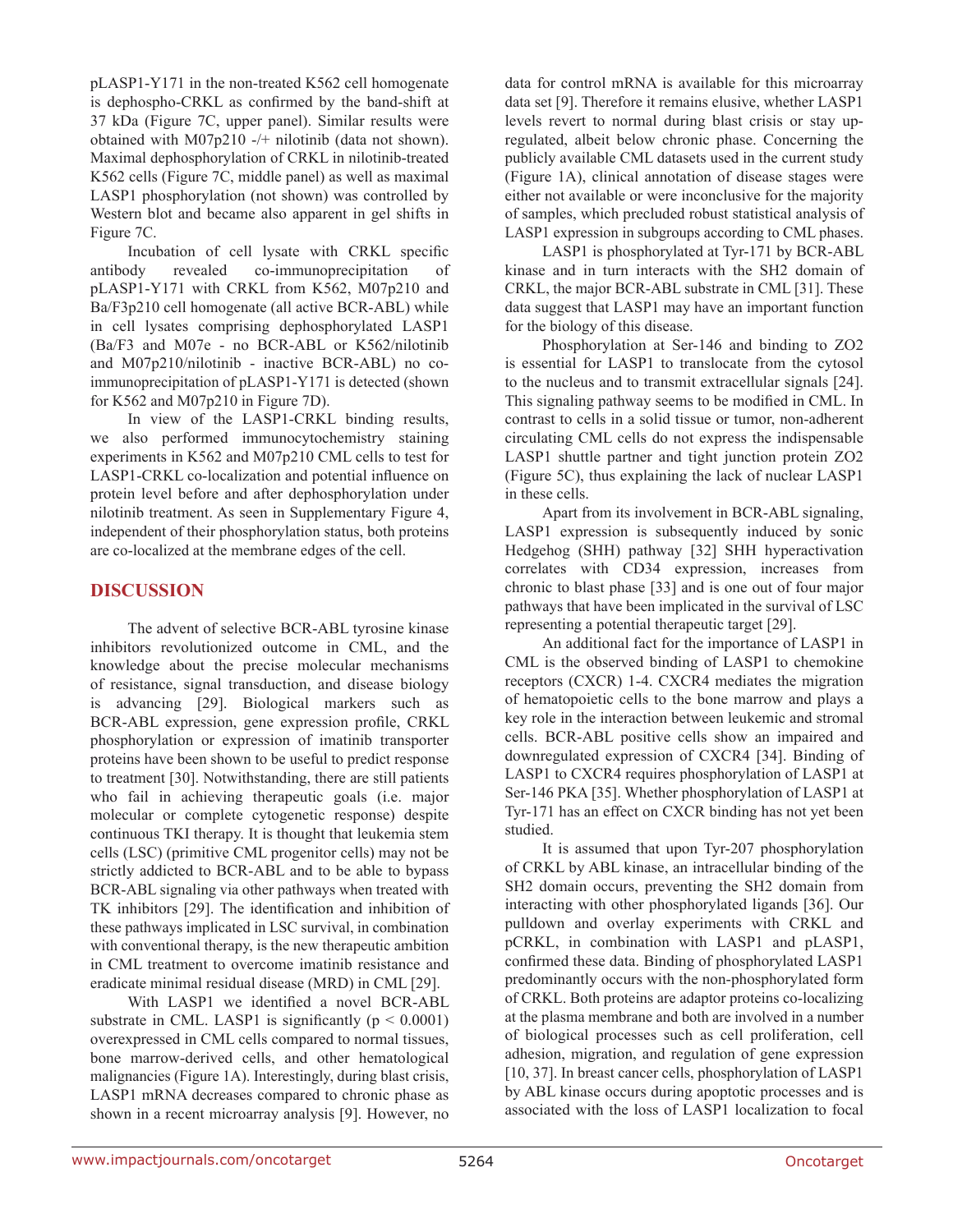pLASP1-Y171 in the non-treated K562 cell homogenate is dephospho-CRKL as confirmed by the band-shift at 37 kDa (Figure 7C, upper panel). Similar results were obtained with M07p210 -/+ nilotinib (data not shown). Maximal dephosphorylation of CRKL in nilotinib-treated K562 cells (Figure 7C, middle panel) as well as maximal LASP1 phosphorylation (not shown) was controlled by Western blot and became also apparent in gel shifts in Figure 7C.

Incubation of cell lysate with CRKL specific antibody revealed co-immunoprecipitation of pLASP1-Y171 with CRKL from K562, M07p210 and Ba/F3p210 cell homogenate (all active BCR-ABL) while in cell lysates comprising dephosphorylated LASP1 (Ba/F3 and M07e - no BCR-ABL or K562/nilotinib and M07p210/nilotinib - inactive BCR-ABL) no co-immunoprecipitation of pLASP1-Y171 is detected (shown for K562 and M07p210 in Figure 7D).

In view of the LASP1-CRKL binding results, we also performed immunocytochemistry staining experiments in K562 and M07p210 CML cells to test for LASP1-CRKL co-localization and potential influence on protein level before and after dephosphorylation under nilotinib treatment. As seen in Supplementary Figure 4, independent of their phosphorylation status, both proteins are co-localized at the membrane edges of the cell.

## DISCUSSION

The advent of selective BCR-ABL tyrosine kinase inhibitors revolutionized outcome in CML, and the knowledge about the precise molecular mechanisms of resistance, signal transduction, and disease biology is advancing [29]. Biological markers such as BCR-ABL expression, gene expression profile, CRKL phosphorylation or expression of imatinib transporter proteins have been shown to be useful to predict response to treatment [30]. Notwithstanding, there are still patients who fail in achieving therapeutic goals (i.e. major molecular or complete cytogenetic response) despite continuous TKI therapy. It is thought that leukemia stem cells (LSC) (primitive CML progenitor cells) may not be strictly addicted to BCR-ABL and to be able to bypass BCR-ABL signaling via other pathways when treated with TK inhibitors [29]. The identification and inhibition of these pathways implicated in LSC survival, in combination with conventional therapy, is the new therapeutic ambition in CML treatment to overcome imatinib resistance and eradicate minimal residual disease (MRD) in CML [29].

With LASP1 we identified a novel BCR-ABL substrate in CML. LASP1 is significantly ($p < 0.0001$) overexpressed in CML cells compared to normal tissues, bone marrow-derived cells, and other hematological malignancies (Figure 1A). Interestingly, during blast crisis, LASP1 mRNA decreases compared to chronic phase as shown in a recent microarray analysis [9]. However, no data for control mRNA is available for this microarray data set [9]. Therefore it remains elusive, whether LASP1 levels revert to normal during blast crisis or stay up-regulated, albeit below chronic phase. Concerning the publicly available CML datasets used in the current study (Figure 1A), clinical annotation of disease stages were either not available or were inconclusive for the majority of samples, which precluded robust statistical analysis of LASP1 expression in subgroups according to CML phases.

LASP1 is phosphorylated at Tyr-171 by BCR-ABL kinase and in turn interacts with the SH2 domain of CRKL, the major BCR-ABL substrate in CML [31]. These data suggest that LASP1 may have an important function for the biology of this disease.

Phosphorylation at Ser-146 and binding to ZO2 is essential for LASP1 to translocate from the cytosol to the nucleus and to transmit extracellular signals [24]. This signaling pathway seems to be modified in CML. In contrast to cells in a solid tissue or tumor, non-adherent circulating CML cells do not express the indispensable LASP1 shuttle partner and tight junction protein ZO2 (Figure 5C), thus explaining the lack of nuclear LASP1 in these cells.

Apart from its involvement in BCR-ABL signaling, LASP1 expression is subsequently induced by sonic Hedgehog (SHH) pathway [32] SHH hyperactivation correlates with CD34 expression, increases from chronic to blast phase [33] and is one out of four major pathways that have been implicated in the survival of LSC representing a potential therapeutic target [29].

An additional fact for the importance of LASP1 in CML is the observed binding of LASP1 to chemokine receptors (CXCR) 1-4. CXCR4 mediates the migration of hematopoietic cells to the bone marrow and plays a key role in the interaction between leukemic and stromal cells. BCR-ABL positive cells show an impaired and downregulated expression of CXCR4 [34]. Binding of LASP1 to CXCR4 requires phosphorylation of LASP1 at Ser-146 PKA [35]. Whether phosphorylation of LASP1 at Tyr-171 has an effect on CXCR binding has not yet been studied.

It is assumed that upon Tyr-207 phosphorylation of CRKL by ABL kinase, an intracellular binding of the SH2 domain occurs, preventing the SH2 domain from interacting with other phosphorylated ligands [36]. Our pulldown and overlay experiments with CRKL and pCRKL, in combination with LASP1 and pLASP1, confirmed these data. Binding of phosphorylated LASP1 predominantly occurs with the non-phosphorylated form of CRKL. Both proteins are adaptor proteins co-localizing at the plasma membrane and both are involved in a number of biological processes such as cell proliferation, cell adhesion, migration, and regulation of gene expression [10, 37]. In breast cancer cells, phosphorylation of LASP1 by ABL kinase occurs during apoptotic processes and is associated with the loss of LASP1 localization to focal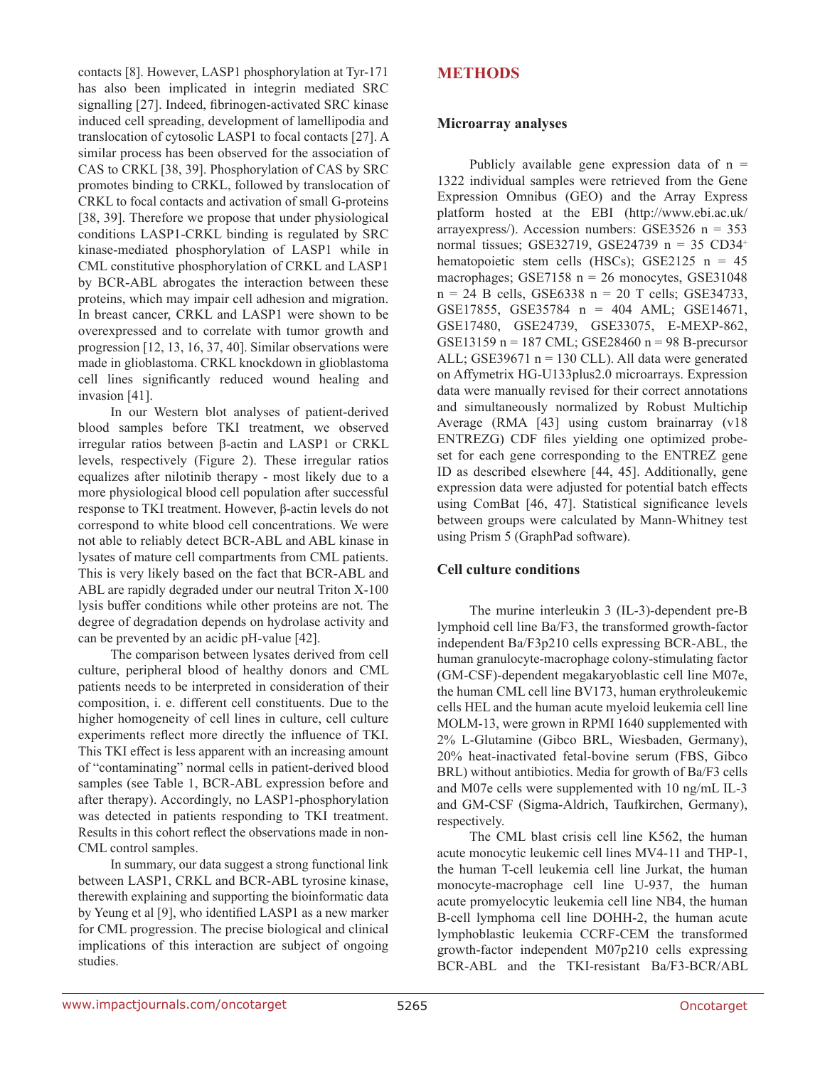contacts [8]. However, LASP1 phosphorylation at Tyr-171 has also been implicated in integrin mediated SRC signalling [27]. Indeed, fibrinogen-activated SRC kinase induced cell spreading, development of lamellipodia and translocation of cytosolic LASP1 to focal contacts [27]. A similar process has been observed for the association of CAS to CRKL [38, 39]. Phosphorylation of CAS by SRC promotes binding to CRKL, followed by translocation of CRKL to focal contacts and activation of small G-proteins [38, 39]. Therefore we propose that under physiological conditions LASP1-CRKL binding is regulated by SRC kinase-mediated phosphorylation of LASP1 while in CML constitutive phosphorylation of CRKL and LASP1 by BCR-ABL abrogates the interaction between these proteins, which may impair cell adhesion and migration. In breast cancer, CRKL and LASP1 were shown to be overexpressed and to correlate with tumor growth and progression [12, 13, 16, 37, 40]. Similar observations were made in glioblastoma. CRKL knockdown in glioblastoma cell lines significantly reduced wound healing and invasion [41].

In our Western blot analyses of patient-derived blood samples before TKI treatment, we observed irregular ratios between β-actin and LASP1 or CRKL levels, respectively (Figure 2). These irregular ratios equalizes after nilotinib therapy - most likely due to a more physiological blood cell population after successful response to TKI treatment. However, β-actin levels do not correspond to white blood cell concentrations. We were not able to reliably detect BCR-ABL and ABL kinase in lysates of mature cell compartments from CML patients. This is very likely based on the fact that BCR-ABL and ABL are rapidly degraded under our neutral Triton X-100 lysis buffer conditions while other proteins are not. The degree of degradation depends on hydrolase activity and can be prevented by an acidic pH-value [42].

The comparison between lysates derived from cell culture, peripheral blood of healthy donors and CML patients needs to be interpreted in consideration of their composition, i. e. different cell constituents. Due to the higher homogeneity of cell lines in culture, cell culture experiments reflect more directly the influence of TKI. This TKI effect is less apparent with an increasing amount of "contaminating" normal cells in patient-derived blood samples (see Table 1, BCR-ABL expression before and after therapy). Accordingly, no LASP1-phosphorylation was detected in patients responding to TKI treatment. Results in this cohort reflect the observations made in non-CML control samples.

In summary, our data suggest a strong functional link between LASP1, CRKL and BCR-ABL tyrosine kinase, therewith explaining and supporting the bioinformatic data by Yeung et al [9], who identified LASP1 as a new marker for CML progression. The precise biological and clinical implications of this interaction are subject of ongoing studies.

## METHODS

### Microarray analyses

Publicly available gene expression data of n = 1322 individual samples were retrieved from the Gene Expression Omnibus (GEO) and the Array Express platform hosted at the EBI (http://www.ebi.ac.uk/arrayexpress/). Accession numbers: GSE3526 n = 353 normal tissues; GSE32719, GSE24739 n = 35 CD34$^+$ hematopoietic stem cells (HSCs); GSE2125 n = 45 macrophages; GSE7158 n = 26 monocytes, GSE31048 n = 24 B cells, GSE6338 n = 20 T cells; GSE34733, GSE17855, GSE35784 n = 404 AML; GSE14671, GSE17480, GSE24739, GSE33075, E-MEXP-862, GSE13159 n = 187 CML; GSE28460 n = 98 B-precursor ALL; GSE39671 n = 130 CLL). All data were generated on Affymetrix HG-U133plus2.0 microarrays. Expression data were manually revised for their correct annotations and simultaneously normalized by Robust Multichip Average (RMA [43] using custom brainarray (v18 ENTREZG) CDF files yielding one optimized probe-set for each gene corresponding to the ENTREZ gene ID as described elsewhere [44, 45]. Additionally, gene expression data were adjusted for potential batch effects using ComBat [46, 47]. Statistical significance levels between groups were calculated by Mann-Whitney test using Prism 5 (GraphPad software).

### Cell culture conditions

The murine interleukin 3 (IL-3)-dependent pre-B lymphoid cell line Ba/F3, the transformed growth-factor independent Ba/F3p210 cells expressing BCR-ABL, the human granulocyte-macrophage colony-stimulating factor (GM-CSF)-dependent megakaryoblastic cell line M07e, the human CML cell line BV173, human erythroleukemic cells HEL and the human acute myeloid leukemia cell line MOLM-13, were grown in RPMI 1640 supplemented with 2% L-Glutamine (Gibco BRL, Wiesbaden, Germany), 20% heat-inactivated fetal-bovine serum (FBS, Gibco BRL) without antibiotics. Media for growth of Ba/F3 cells and M07e cells were supplemented with 10 ng/mL IL-3 and GM-CSF (Sigma-Aldrich, Taufkirchen, Germany), respectively.

The CML blast crisis cell line K562, the human acute monocytic leukemic cell lines MV4-11 and THP-1, the human T-cell leukemia cell line Jurkat, the human monocyte-macrophage cell line U-937, the human acute promyelocytic leukemia cell line NB4, the human B-cell lymphoma cell line DOHH-2, the human acute lymphoblastic leukemia CCRF-CEM the transformed growth-factor independent M07p210 cells expressing BCR-ABL and the TKI-resistant Ba/F3-BCR/ABL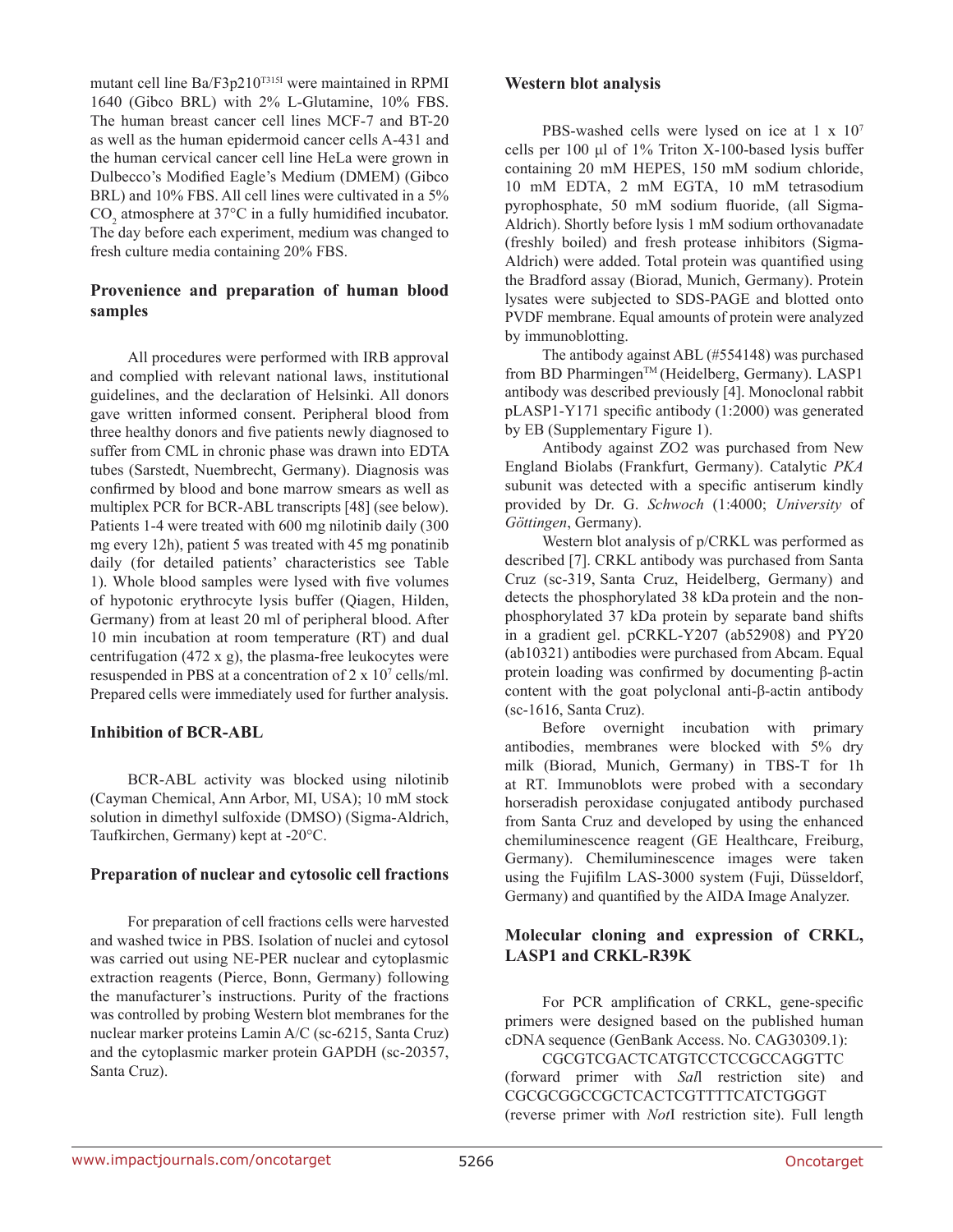mutant cell line Ba/F3p210[T315I] were maintained in RPMI 1640 (Gibco BRL) with 2% L-Glutamine, 10% FBS. The human breast cancer cell lines MCF-7 and BT-20 as well as the human epidermoid cancer cells A-431 and the human cervical cancer cell line HeLa were grown in Dulbecco's Modified Eagle's Medium (DMEM) (Gibco BRL) and 10% FBS. All cell lines were cultivated in a 5% $CO_2$ atmosphere at 37°C in a fully humidified incubator. The day before each experiment, medium was changed to fresh culture media containing 20% FBS.

### Provenience and preparation of human blood samples

All procedures were performed with IRB approval and complied with relevant national laws, institutional guidelines, and the declaration of Helsinki. All donors gave written informed consent. Peripheral blood from three healthy donors and five patients newly diagnosed to suffer from CML in chronic phase was drawn into EDTA tubes (Sarstedt, Nuembrecht, Germany). Diagnosis was confirmed by blood and bone marrow smears as well as multiplex PCR for BCR-ABL transcripts [48] (see below). Patients 1-4 were treated with 600 mg nilotinib daily (300 mg every 12h), patient 5 was treated with 45 mg ponatinib daily (for detailed patients' characteristics see Table 1). Whole blood samples were lysed with five volumes of hypotonic erythrocyte lysis buffer (Qiagen, Hilden, Germany) from at least 20 ml of peripheral blood. After 10 min incubation at room temperature (RT) and dual centrifugation (472 x g), the plasma-free leukocytes were resuspended in PBS at a concentration of 2 x $10^7$ cells/ml. Prepared cells were immediately used for further analysis.

### Inhibition of BCR-ABL

BCR-ABL activity was blocked using nilotinib (Cayman Chemical, Ann Arbor, MI, USA); 10 mM stock solution in dimethyl sulfoxide (DMSO) (Sigma-Aldrich, Taufkirchen, Germany) kept at -20°C.

### Preparation of nuclear and cytosolic cell fractions

For preparation of cell fractions cells were harvested and washed twice in PBS. Isolation of nuclei and cytosol was carried out using NE-PER nuclear and cytoplasmic extraction reagents (Pierce, Bonn, Germany) following the manufacturer's instructions. Purity of the fractions was controlled by probing Western blot membranes for the nuclear marker proteins Lamin A/C (sc-6215, Santa Cruz) and the cytoplasmic marker protein GAPDH (sc-20357, Santa Cruz).

### Western blot analysis

PBS-washed cells were lysed on ice at 1 x $10^7$ cells per 100 µl of 1% Triton X-100-based lysis buffer containing 20 mM HEPES, 150 mM sodium chloride, 10 mM EDTA, 2 mM EGTA, 10 mM tetrasodium pyrophosphate, 50 mM sodium fluoride, (all Sigma-Aldrich). Shortly before lysis 1 mM sodium orthovanadate (freshly boiled) and fresh protease inhibitors (Sigma-Aldrich) were added. Total protein was quantified using the Bradford assay (Biorad, Munich, Germany). Protein lysates were subjected to SDS-PAGE and blotted onto PVDF membrane. Equal amounts of protein were analyzed by immunoblotting.

The antibody against ABL (#554148) was purchased from BD Pharmingen™ (Heidelberg, Germany). LASP1 antibody was described previously [4]. Monoclonal rabbit pLASP1-Y171 specific antibody (1:2000) was generated by EB (Supplementary Figure 1).

Antibody against ZO2 was purchased from New England Biolabs (Frankfurt, Germany). Catalytic *PKA* subunit was detected with a specific antiserum kindly provided by Dr. G. *Schwoch* (1:4000; *University* of *Göttingen*, Germany).

Western blot analysis of p/CRKL was performed as described [7]. CRKL antibody was purchased from Santa Cruz (sc-319, Santa Cruz, Heidelberg, Germany) and detects the phosphorylated 38 kDa protein and the non-phosphorylated 37 kDa protein by separate band shifts in a gradient gel. pCRKL-Y207 (ab52908) and PY20 (ab10321) antibodies were purchased from Abcam. Equal protein loading was confirmed by documenting β-actin content with the goat polyclonal anti-β-actin antibody (sc-1616, Santa Cruz).

Before overnight incubation with primary antibodies, membranes were blocked with 5% dry milk (Biorad, Munich, Germany) in TBS-T for 1h at RT. Immunoblots were probed with a secondary horseradish peroxidase conjugated antibody purchased from Santa Cruz and developed by using the enhanced chemiluminescence reagent (GE Healthcare, Freiburg, Germany). Chemiluminescence images were taken using the Fujifilm LAS-3000 system (Fuji, Düsseldorf, Germany) and quantified by the AIDA Image Analyzer.

### Molecular cloning and expression of CRKL, LASP1 and CRKL-R39K

For PCR amplification of CRKL, gene-specific primers were designed based on the published human cDNA sequence (GenBank Access. No. CAG30309.1):

CGCGTCGACTCATGTCCTCCGCCAGGTTC (forward primer with *Sal*I restriction site) and CGCGCGGCCGCTCACTCGTTTTCATCTGGGT (reverse primer with *Not*I restriction site). Full length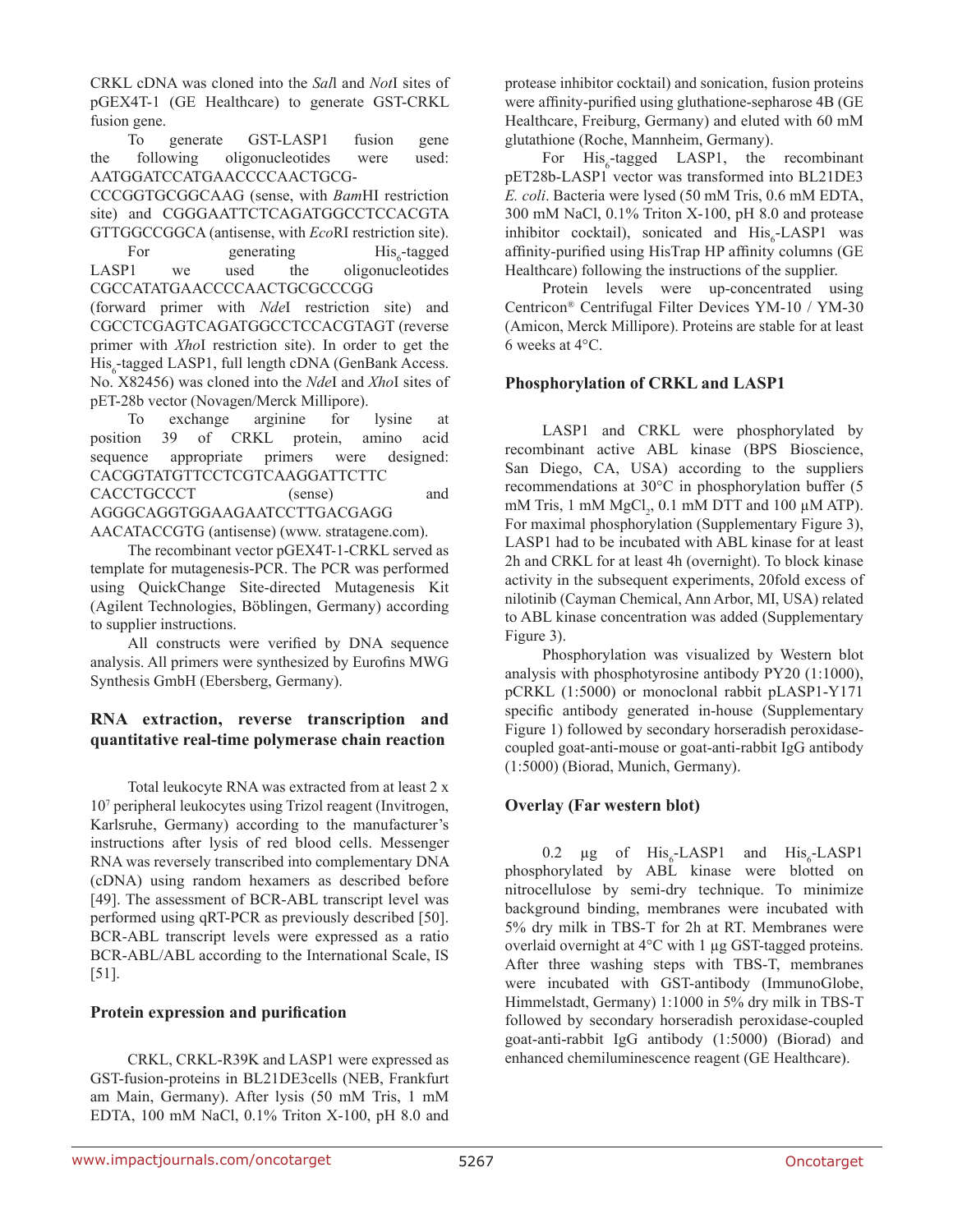CRKL cDNA was cloned into the *Sal*I and *Not*I sites of pGEX4T-1 (GE Healthcare) to generate GST-CRKL fusion gene.

To generate GST-LASP1 fusion gene the following oligonucleotides were used: AATGGATCCATGAACCCCAACTGCG-CCCGGTGCGGCAAG (sense, with *Bam*HI restriction site) and CGGGAATTCTCAGATGGCCTCCACGTA GTTGGCCGGCA (antisense, with *Eco*RI restriction site).

For generating $His_6$-tagged LASP1 we used the oligonucleotides CGCCATATGAACCCCAACTGCGCCCGG (forward primer with *Nde*I restriction site) and CGCCTCGAGTCAGATGGCCTCCACGTAGT (reverse primer with *Xho*I restriction site). In order to get the $His_6$-tagged LASP1, full length cDNA (GenBank Access. No. X82456) was cloned into the *Nde*I and *Xho*I sites of pET-28b vector (Novagen/Merck Millipore).

To exchange arginine for lysine at position 39 of CRKL protein, amino acid sequence appropriate primers were designed: CACGGTATGTTCCTCGTCAAGGATTCTTC CACCTGCCCT (sense) and AGGGCAGGTGGAAGAATCCTTGACGAGG AACATACCGTG (antisense) (www.stratagene.com).

The recombinant vector pGEX4T-1-CRKL served as template for mutagenesis-PCR. The PCR was performed using QuickChange Site-directed Mutagenesis Kit (Agilent Technologies, Böblingen, Germany) according to supplier instructions.

All constructs were verified by DNA sequence analysis. All primers were synthesized by Eurofins MWG Synthesis GmbH (Ebersberg, Germany).

## RNA extraction, reverse transcription and quantitative real-time polymerase chain reaction

Total leukocyte RNA was extracted from at least 2 x $10^7$ peripheral leukocytes using Trizol reagent (Invitrogen, Karlsruhe, Germany) according to the manufacturer's instructions after lysis of red blood cells. Messenger RNA was reversely transcribed into complementary DNA (cDNA) using random hexamers as described before [49]. The assessment of BCR-ABL transcript level was performed using qRT-PCR as previously described [50]. BCR-ABL transcript levels were expressed as a ratio BCR-ABL/ABL according to the International Scale, IS [51].

## Protein expression and purification

CRKL, CRKL-R39K and LASP1 were expressed as GST-fusion-proteins in BL21DE3cells (NEB, Frankfurt am Main, Germany). After lysis (50 mM Tris, 1 mM EDTA, 100 mM NaCl, 0.1% Triton X-100, pH 8.0 and protease inhibitor cocktail) and sonication, fusion proteins were affinity-purified using gluthatione-sepharose 4B (GE Healthcare, Freiburg, Germany) and eluted with 60 mM glutathione (Roche, Mannheim, Germany).

For $His_6$-tagged LASP1, the recombinant pET28b-LASP1 vector was transformed into BL21DE3 *E. coli*. Bacteria were lysed (50 mM Tris, 0.6 mM EDTA, 300 mM NaCl, 0.1% Triton X-100, pH 8.0 and protease inhibitor cocktail), sonicated and $His_6$-LASP1 was affinity-purified using HisTrap HP affinity columns (GE Healthcare) following the instructions of the supplier.

Protein levels were up-concentrated using Centricon® Centrifugal Filter Devices YM-10 / YM-30 (Amicon, Merck Millipore). Proteins are stable for at least 6 weeks at 4°C.

## Phosphorylation of CRKL and LASP1

LASP1 and CRKL were phosphorylated by recombinant active ABL kinase (BPS Bioscience, San Diego, CA, USA) according to the suppliers recommendations at 30°C in phosphorylation buffer (5 mM Tris, 1 mM $MgCl_2$, 0.1 mM DTT and 100 µM ATP). For maximal phosphorylation (Supplementary Figure 3), LASP1 had to be incubated with ABL kinase for at least 2h and CRKL for at least 4h (overnight). To block kinase activity in the subsequent experiments, 20fold excess of nilotinib (Cayman Chemical, Ann Arbor, MI, USA) related to ABL kinase concentration was added (Supplementary Figure 3).

Phosphorylation was visualized by Western blot analysis with phosphotyrosine antibody PY20 (1:1000), pCRKL (1:5000) or monoclonal rabbit pLASP1-Y171 specific antibody generated in-house (Supplementary Figure 1) followed by secondary horseradish peroxidase-coupled goat-anti-mouse or goat-anti-rabbit IgG antibody (1:5000) (Biorad, Munich, Germany).

## Overlay (Far western blot)

0.2 µg of $His_6$-LASP1 and $His_6$-LASP1 phosphorylated by ABL kinase were blotted on nitrocellulose by semi-dry technique. To minimize background binding, membranes were incubated with 5% dry milk in TBS-T for 2h at RT. Membranes were overlaid overnight at 4°C with 1 µg GST-tagged proteins. After three washing steps with TBS-T, membranes were incubated with GST-antibody (ImmunoGlobe, Himmelstadt, Germany) 1:1000 in 5% dry milk in TBS-T followed by secondary horseradish peroxidase-coupled goat-anti-rabbit IgG antibody (1:5000) (Biorad) and enhanced chemiluminescence reagent (GE Healthcare).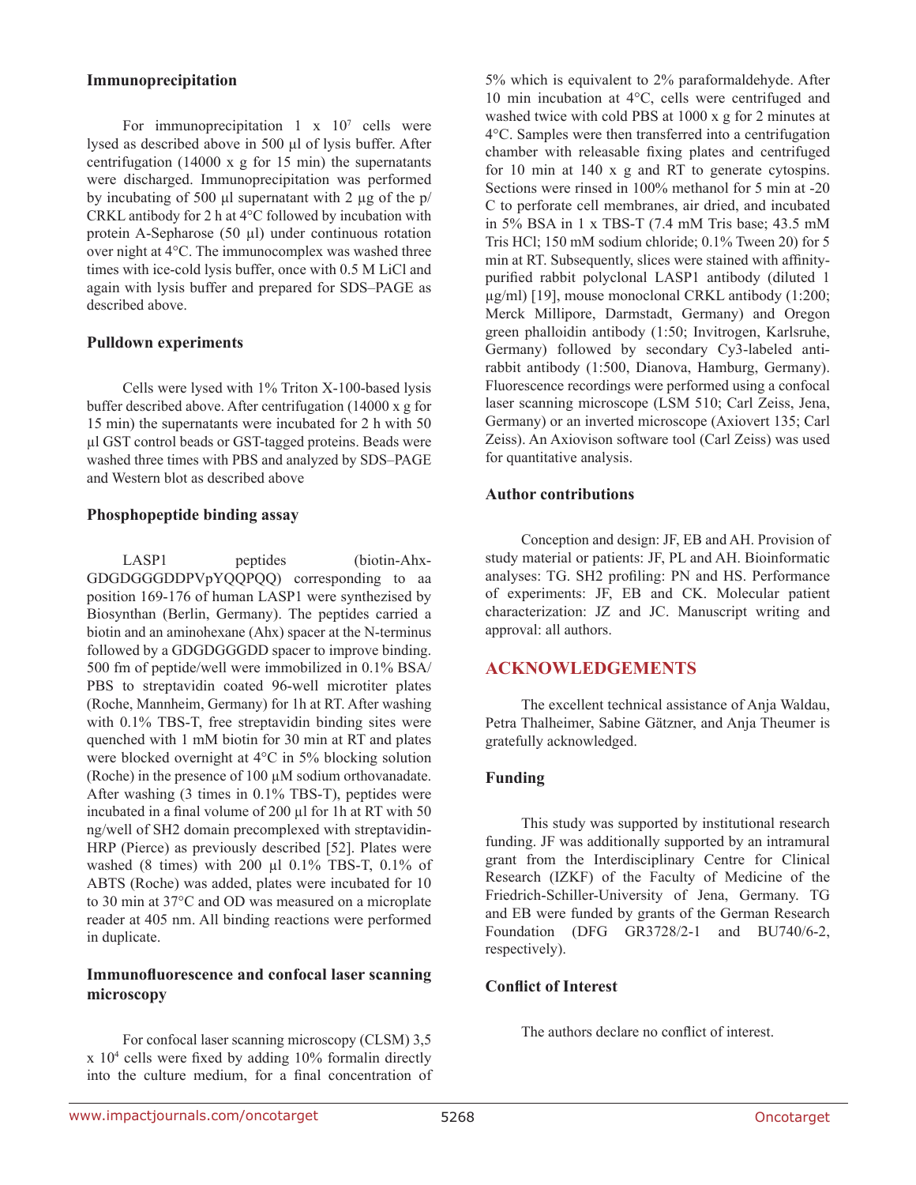### Immunoprecipitation

For immunoprecipitation 1 x $10^7$ cells were lysed as described above in 500 µl of lysis buffer. After centrifugation (14000 x g for 15 min) the supernatants were discharged. Immunoprecipitation was performed by incubating of 500 µl supernatant with 2 µg of the p/CRKL antibody for 2 h at 4°C followed by incubation with protein A-Sepharose (50 µl) under continuous rotation over night at 4°C. The immunocomplex was washed three times with ice-cold lysis buffer, once with 0.5 M LiCl and again with lysis buffer and prepared for SDS–PAGE as described above.

### Pulldown experiments

Cells were lysed with 1% Triton X-100-based lysis buffer described above. After centrifugation (14000 x g for 15 min) the supernatants were incubated for 2 h with 50 µl GST control beads or GST-tagged proteins. Beads were washed three times with PBS and analyzed by SDS–PAGE and Western blot as described above

### Phosphopeptide binding assay

LASP1 peptides (biotin-Ahx-GDGDGGGDDPVpYQQPQQ) corresponding to aa position 169-176 of human LASP1 were synthezised by Biosynthan (Berlin, Germany). The peptides carried a biotin and an aminohexane (Ahx) spacer at the N-terminus followed by a GDGDGGGDD spacer to improve binding. 500 fm of peptide/well were immobilized in 0.1% BSA/PBS to streptavidin coated 96-well microtiter plates (Roche, Mannheim, Germany) for 1h at RT. After washing with 0.1% TBS-T, free streptavidin binding sites were quenched with 1 mM biotin for 30 min at RT and plates were blocked overnight at 4°C in 5% blocking solution (Roche) in the presence of 100 µM sodium orthovanadate. After washing (3 times in 0.1% TBS-T), peptides were incubated in a final volume of 200 µl for 1h at RT with 50 ng/well of SH2 domain precomplexed with streptavidin-HRP (Pierce) as previously described [52]. Plates were washed (8 times) with 200 µl 0.1% TBS-T, 0.1% of ABTS (Roche) was added, plates were incubated for 10 to 30 min at 37°C and OD was measured on a microplate reader at 405 nm. All binding reactions were performed in duplicate.

### Immunofluorescence and confocal laser scanning microscopy

For confocal laser scanning microscopy (CLSM) 3,5 x $10^4$ cells were fixed by adding 10% formalin directly into the culture medium, for a final concentration of 5% which is equivalent to 2% paraformaldehyde. After 10 min incubation at 4°C, cells were centrifuged and washed twice with cold PBS at 1000 x g for 2 minutes at 4°C. Samples were then transferred into a centrifugation chamber with releasable fixing plates and centrifuged for 10 min at 140 x g and RT to generate cytospins. Sections were rinsed in 100% methanol for 5 min at -20 C to perforate cell membranes, air dried, and incubated in 5% BSA in 1 x TBS-T (7.4 mM Tris base; 43.5 mM Tris HCl; 150 mM sodium chloride; 0.1% Tween 20) for 5 min at RT. Subsequently, slices were stained with affinity-purified rabbit polyclonal LASP1 antibody (diluted 1 µg/ml) [19], mouse monoclonal CRKL antibody (1:200; Merck Millipore, Darmstadt, Germany) and Oregon green phalloidin antibody (1:50; Invitrogen, Karlsruhe, Germany) followed by secondary Cy3-labeled anti-rabbit antibody (1:500, Dianova, Hamburg, Germany). Fluorescence recordings were performed using a confocal laser scanning microscope (LSM 510; Carl Zeiss, Jena, Germany) or an inverted microscope (Axiovert 135; Carl Zeiss). An Axiovison software tool (Carl Zeiss) was used for quantitative analysis.

### Author contributions

Conception and design: JF, EB and AH. Provision of study material or patients: JF, PL and AH. Bioinformatic analyses: TG. SH2 profiling: PN and HS. Performance of experiments: JF, EB and CK. Molecular patient characterization: JZ and JC. Manuscript writing and approval: all authors.

## ACKNOWLEDGEMENTS

The excellent technical assistance of Anja Waldau, Petra Thalheimer, Sabine Gätzner, and Anja Theumer is gratefully acknowledged.

### Funding

This study was supported by institutional research funding. JF was additionally supported by an intramural grant from the Interdisciplinary Centre for Clinical Research (IZKF) of the Faculty of Medicine of the Friedrich-Schiller-University of Jena, Germany. TG and EB were funded by grants of the German Research Foundation (DFG GR3728/2-1 and BU740/6-2, respectively).

### Conflict of Interest

The authors declare no conflict of interest.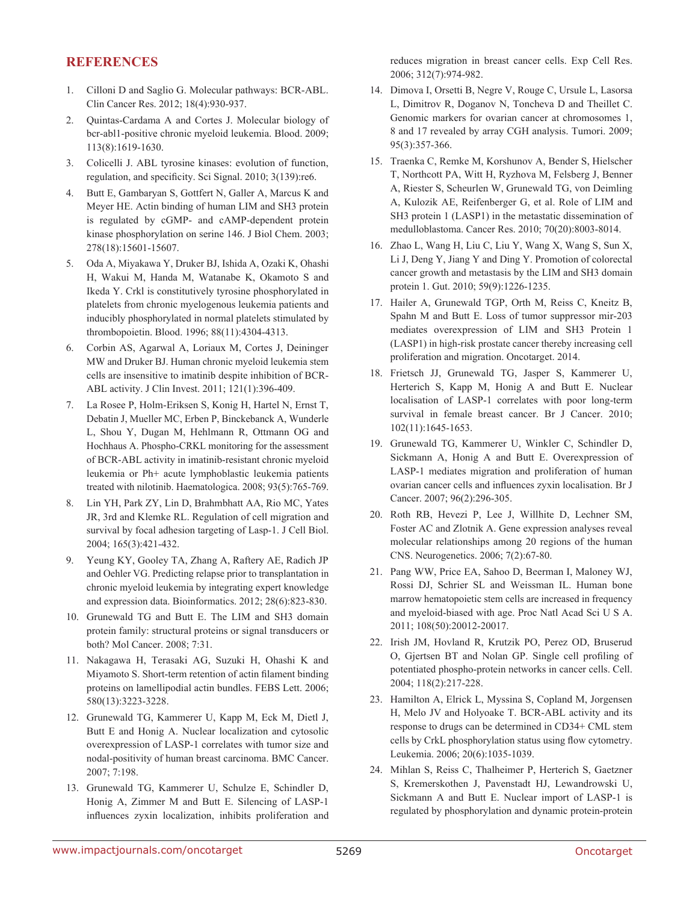## REFERENCES

1. Cilloni D and Saglio G. Molecular pathways: BCR-ABL. Clin Cancer Res. 2012; 18(4):930-937.
2. Quintas-Cardama A and Cortes J. Molecular biology of bcr-abl1-positive chronic myeloid leukemia. Blood. 2009; 113(8):1619-1630.
3. Colicelli J. ABL tyrosine kinases: evolution of function, regulation, and specificity. Sci Signal. 2010; 3(139):re6.
4. Butt E, Gambaryan S, Gottfert N, Galler A, Marcus K and Meyer HE. Actin binding of human LIM and SH3 protein is regulated by cGMP- and cAMP-dependent protein kinase phosphorylation on serine 146. J Biol Chem. 2003; 278(18):15601-15607.
5. Oda A, Miyakawa Y, Druker BJ, Ishida A, Ozaki K, Ohashi H, Wakui M, Handa M, Watanabe K, Okamoto S and Ikeda Y. Crkl is constitutively tyrosine phosphorylated in platelets from chronic myelogenous leukemia patients and inducibly phosphorylated in normal platelets stimulated by thrombopoietin. Blood. 1996; 88(11):4304-4313.
6. Corbin AS, Agarwal A, Loriaux M, Cortes J, Deininger MW and Druker BJ. Human chronic myeloid leukemia stem cells are insensitive to imatinib despite inhibition of BCR-ABL activity. J Clin Invest. 2011; 121(1):396-409.
7. La Rosee P, Holm-Eriksen S, Konig H, Hartel N, Ernst T, Debatin J, Mueller MC, Erben P, Binckebanck A, Wunderle L, Shou Y, Dugan M, Hehlmann R, Ottmann OG and Hochhaus A. Phospho-CRKL monitoring for the assessment of BCR-ABL activity in imatinib-resistant chronic myeloid leukemia or Ph+ acute lymphoblastic leukemia patients treated with nilotinib. Haematologica. 2008; 93(5):765-769.
8. Lin YH, Park ZY, Lin D, Brahmbhatt AA, Rio MC, Yates JR, 3rd and Klemke RL. Regulation of cell migration and survival by focal adhesion targeting of Lasp-1. J Cell Biol. 2004; 165(3):421-432.
9. Yeung KY, Gooley TA, Zhang A, Raftery AE, Radich JP and Oehler VG. Predicting relapse prior to transplantation in chronic myeloid leukemia by integrating expert knowledge and expression data. Bioinformatics. 2012; 28(6):823-830.
10. Grunewald TG and Butt E. The LIM and SH3 domain protein family: structural proteins or signal transducers or both? Mol Cancer. 2008; 7:31.
11. Nakagawa H, Terasaki AG, Suzuki H, Ohashi K and Miyamoto S. Short-term retention of actin filament binding proteins on lamellipodial actin bundles. FEBS Lett. 2006; 580(13):3223-3228.
12. Grunewald TG, Kammerer U, Kapp M, Eck M, Dietl J, Butt E and Honig A. Nuclear localization and cytosolic overexpression of LASP-1 correlates with tumor size and nodal-positivity of human breast carcinoma. BMC Cancer. 2007; 7:198.
13. Grunewald TG, Kammerer U, Schulze E, Schindler D, Honig A, Zimmer M and Butt E. Silencing of LASP-1 influences zyxin localization, inhibits proliferation and reduces migration in breast cancer cells. Exp Cell Res. 2006; 312(7):974-982.
14. Dimova I, Orsetti B, Negre V, Rouge C, Ursule L, Lasorsa L, Dimitrov R, Doganov N, Toncheva D and Theillet C. Genomic markers for ovarian cancer at chromosomes 1, 8 and 17 revealed by array CGH analysis. Tumori. 2009; 95(3):357-366.
15. Traenka C, Remke M, Korshunov A, Bender S, Hielscher T, Northcott PA, Witt H, Ryzhova M, Felsberg J, Benner A, Riester S, Scheurlen W, Grunewald TG, von Deimling A, Kulozik AE, Reifenberger G, et al. Role of LIM and SH3 protein 1 (LASP1) in the metastatic dissemination of medulloblastoma. Cancer Res. 2010; 70(20):8003-8014.
16. Zhao L, Wang H, Liu C, Liu Y, Wang X, Wang S, Sun X, Li J, Deng Y, Jiang Y and Ding Y. Promotion of colorectal cancer growth and metastasis by the LIM and SH3 domain protein 1. Gut. 2010; 59(9):1226-1235.
17. Hailer A, Grunewald TGP, Orth M, Reiss C, Kneitz B, Spahn M and Butt E. Loss of tumor suppressor mir-203 mediates overexpression of LIM and SH3 Protein 1 (LASP1) in high-risk prostate cancer thereby increasing cell proliferation and migration. Oncotarget. 2014.
18. Frietsch JJ, Grunewald TG, Jasper S, Kammerer U, Herterich S, Kapp M, Honig A and Butt E. Nuclear localisation of LASP-1 correlates with poor long-term survival in female breast cancer. Br J Cancer. 2010; 102(11):1645-1653.
19. Grunewald TG, Kammerer U, Winkler C, Schindler D, Sickmann A, Honig A and Butt E. Overexpression of LASP-1 mediates migration and proliferation of human ovarian cancer cells and influences zyxin localisation. Br J Cancer. 2007; 96(2):296-305.
20. Roth RB, Hevezi P, Lee J, Willhite D, Lechner SM, Foster AC and Zlotnik A. Gene expression analyses reveal molecular relationships among 20 regions of the human CNS. Neurogenetics. 2006; 7(2):67-80.
21. Pang WW, Price EA, Sahoo D, Beerman I, Maloney WJ, Rossi DJ, Schrier SL and Weissman IL. Human bone marrow hematopoietic stem cells are increased in frequency and myeloid-biased with age. Proc Natl Acad Sci U S A. 2011; 108(50):20012-20017.
22. Irish JM, Hovland R, Krutzik PO, Perez OD, Bruserud O, Gjertsen BT and Nolan GP. Single cell profiling of potentiated phospho-protein networks in cancer cells. Cell. 2004; 118(2):217-228.
23. Hamilton A, Elrick L, Myssina S, Copland M, Jorgensen H, Melo JV and Holyoake T. BCR-ABL activity and its response to drugs can be determined in CD34+ CML stem cells by CrkL phosphorylation status using flow cytometry. Leukemia. 2006; 20(6):1035-1039.
24. Mihlan S, Reiss C, Thalheimer P, Herterich S, Gaetzner S, Kremerskothen J, Pavenstadt HJ, Lewandrowski U, Sickmann A and Butt E. Nuclear import of LASP-1 is regulated by phosphorylation and dynamic protein-protein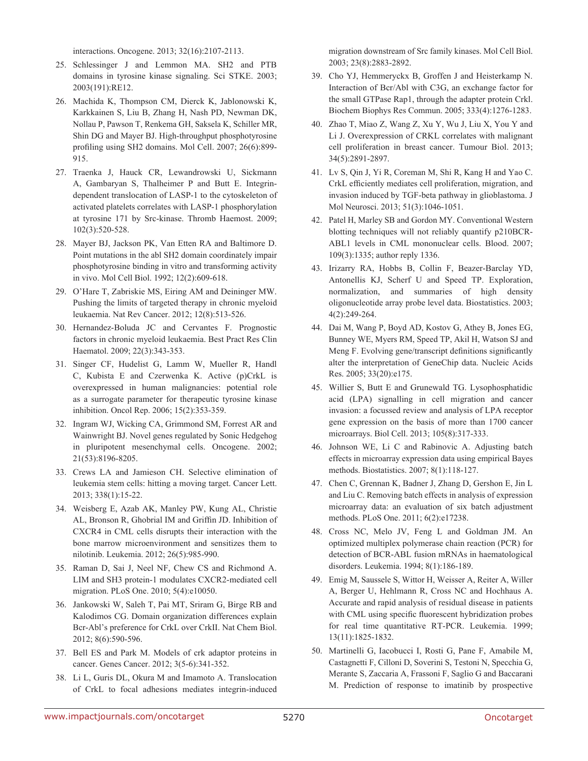interactions. Oncogene. 2013; 32(16):2107-2113.

25. Schlessinger J and Lemmon MA. SH2 and PTB domains in tyrosine kinase signaling. Sci STKE. 2003; 2003(191):RE12.

26. Machida K, Thompson CM, Dierck K, Jablonowski K, Karkkainen S, Liu B, Zhang H, Nash PD, Newman DK, Nollau P, Pawson T, Renkema GH, Saksela K, Schiller MR, Shin DG and Mayer BJ. High-throughput phosphotyrosine profiling using SH2 domains. Mol Cell. 2007; 26(6):899-915.

27. Traenka J, Hauck CR, Lewandrowski U, Sickmann A, Gambaryan S, Thalheimer P and Butt E. Integrin-dependent translocation of LASP-1 to the cytoskeleton of activated platelets correlates with LASP-1 phosphorylation at tyrosine 171 by Src-kinase. Thromb Haemost. 2009; 102(3):520-528.

28. Mayer BJ, Jackson PK, Van Etten RA and Baltimore D. Point mutations in the abl SH2 domain coordinately impair phosphotyrosine binding in vitro and transforming activity in vivo. Mol Cell Biol. 1992; 12(2):609-618.

29. O'Hare T, Zabriskie MS, Eiring AM and Deininger MW. Pushing the limits of targeted therapy in chronic myeloid leukaemia. Nat Rev Cancer. 2012; 12(8):513-526.

30. Hernandez-Boluda JC and Cervantes F. Prognostic factors in chronic myeloid leukaemia. Best Pract Res Clin Haematol. 2009; 22(3):343-353.

31. Singer CF, Hudelist G, Lamm W, Mueller R, Handl C, Kubista E and Czerwenka K. Active (p)CrkL is overexpressed in human malignancies: potential role as a surrogate parameter for therapeutic tyrosine kinase inhibition. Oncol Rep. 2006; 15(2):353-359.

32. Ingram WJ, Wicking CA, Grimmond SM, Forrest AR and Wainwright BJ. Novel genes regulated by Sonic Hedgehog in pluripotent mesenchymal cells. Oncogene. 2002; 21(53):8196-8205.

33. Crews LA and Jamieson CH. Selective elimination of leukemia stem cells: hitting a moving target. Cancer Lett. 2013; 338(1):15-22.

34. Weisberg E, Azab AK, Manley PW, Kung AL, Christie AL, Bronson R, Ghobrial IM and Griffin JD. Inhibition of CXCR4 in CML cells disrupts their interaction with the bone marrow microenvironment and sensitizes them to nilotinib. Leukemia. 2012; 26(5):985-990.

35. Raman D, Sai J, Neel NF, Chew CS and Richmond A. LIM and SH3 protein-1 modulates CXCR2-mediated cell migration. PLoS One. 2010; 5(4):e10050.

36. Jankowski W, Saleh T, Pai MT, Sriram G, Birge RB and Kalodimos CG. Domain organization differences explain Bcr-Abl's preference for CrkL over CrkII. Nat Chem Biol. 2012; 8(6):590-596.

37. Bell ES and Park M. Models of crk adaptor proteins in cancer. Genes Cancer. 2012; 3(5-6):341-352.

38. Li L, Guris DL, Okura M and Imamoto A. Translocation of CrkL to focal adhesions mediates integrin-induced migration downstream of Src family kinases. Mol Cell Biol. 2003; 23(8):2883-2892.

39. Cho YJ, Hemmeryckx B, Groffen J and Heisterkamp N. Interaction of Bcr/Abl with C3G, an exchange factor for the small GTPase Rap1, through the adapter protein Crkl. Biochem Biophys Res Commun. 2005; 333(4):1276-1283.

40. Zhao T, Miao Z, Wang Z, Xu Y, Wu J, Liu X, You Y and Li J. Overexpression of CRKL correlates with malignant cell proliferation in breast cancer. Tumour Biol. 2013; 34(5):2891-2897.

41. Lv S, Qin J, Yi R, Coreman M, Shi R, Kang H and Yao C. CrkL efficiently mediates cell proliferation, migration, and invasion induced by TGF-beta pathway in glioblastoma. J Mol Neurosci. 2013; 51(3):1046-1051.

42. Patel H, Marley SB and Gordon MY. Conventional Western blotting techniques will not reliably quantify p210BCR-ABL1 levels in CML mononuclear cells. Blood. 2007; 109(3):1335; author reply 1336.

43. Irizarry RA, Hobbs B, Collin F, Beazer-Barclay YD, Antonellis KJ, Scherf U and Speed TP. Exploration, normalization, and summaries of high density oligonucleotide array probe level data. Biostatistics. 2003; 4(2):249-264.

44. Dai M, Wang P, Boyd AD, Kostov G, Athey B, Jones EG, Bunney WE, Myers RM, Speed TP, Akil H, Watson SJ and Meng F. Evolving gene/transcript definitions significantly alter the interpretation of GeneChip data. Nucleic Acids Res. 2005; 33(20):e175.

45. Willier S, Butt E and Grunewald TG. Lysophosphatidic acid (LPA) signalling in cell migration and cancer invasion: a focussed review and analysis of LPA receptor gene expression on the basis of more than 1700 cancer microarrays. Biol Cell. 2013; 105(8):317-333.

46. Johnson WE, Li C and Rabinovic A. Adjusting batch effects in microarray expression data using empirical Bayes methods. Biostatistics. 2007; 8(1):118-127.

47. Chen C, Grennan K, Badner J, Zhang D, Gershon E, Jin L and Liu C. Removing batch effects in analysis of expression microarray data: an evaluation of six batch adjustment methods. PLoS One. 2011; 6(2):e17238.

48. Cross NC, Melo JV, Feng L and Goldman JM. An optimized multiplex polymerase chain reaction (PCR) for detection of BCR-ABL fusion mRNAs in haematological disorders. Leukemia. 1994; 8(1):186-189.

49. Emig M, Saussele S, Wittor H, Weisser A, Reiter A, Willer A, Berger U, Hehlmann R, Cross NC and Hochhaus A. Accurate and rapid analysis of residual disease in patients with CML using specific fluorescent hybridization probes for real time quantitative RT-PCR. Leukemia. 1999; 13(11):1825-1832.

50. Martinelli G, Iacobucci I, Rosti G, Pane F, Amabile M, Castagnetti F, Cilloni D, Soverini S, Testoni N, Specchia G, Merante S, Zaccaria A, Frassoni F, Saglio G and Baccarani M. Prediction of response to imatinib by prospective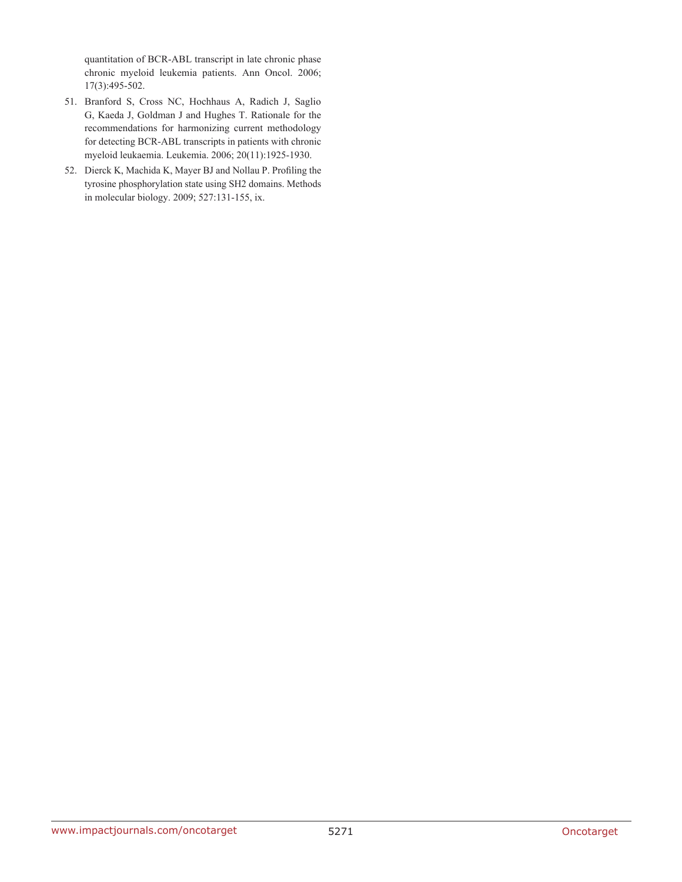quantitation of BCR-ABL transcript in late chronic phase chronic myeloid leukemia patients. Ann Oncol. 2006; 17(3):495-502.

51. Branford S, Cross NC, Hochhaus A, Radich J, Saglio G, Kaeda J, Goldman J and Hughes T. Rationale for the recommendations for harmonizing current methodology for detecting BCR-ABL transcripts in patients with chronic myeloid leukaemia. Leukemia. 2006; 20(11):1925-1930.

52. Dierck K, Machida K, Mayer BJ and Nollau P. Profiling the tyrosine phosphorylation state using SH2 domains. Methods in molecular biology. 2009; 527:131-155, ix.